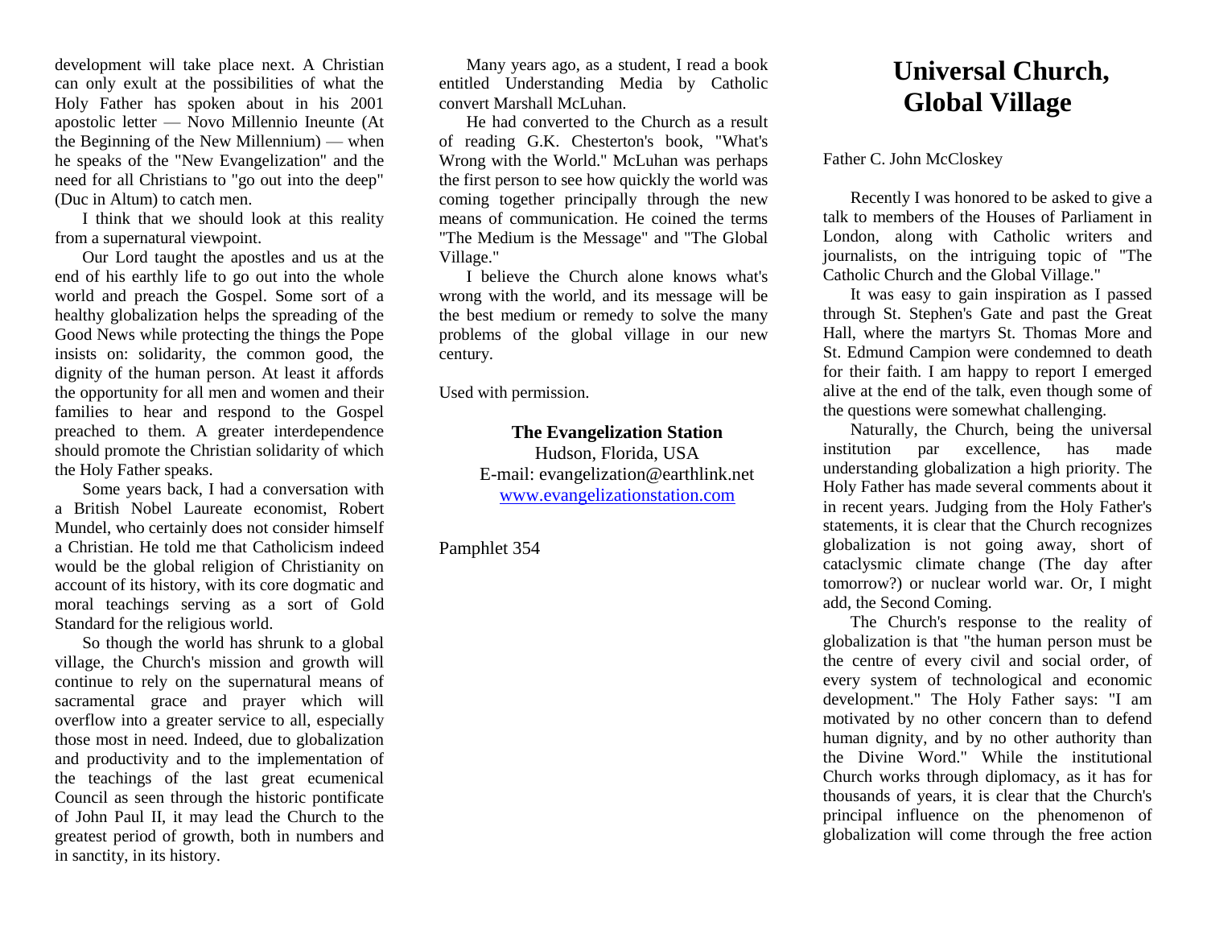development will take place next. A Christian can only exult at the possibilities of what the Holy Father has spoken about in his 2001 apostolic letter — Novo Millennio Ineunte (At the Beginning of the New Millennium) — when he speaks of the "New Evangelization" and the need for all Christians to "go out into the deep" (Duc in Altum) to catch men.

I think that we should look at this reality from a supernatural viewpoint.

Our Lord taught the apostles and us at the end of his earthly life to go out into the whole world and preach the Gospel. Some sort of a healthy globalization helps the spreading of the Good News while protecting the things the Pope insists on: solidarity, the common good, the dignity of the human person. At least it affords the opportunity for all men and women and their families to hear and respond to the Gospel preached to them. A greater interdependence should promote the Christian solidarity of which the Holy Father speaks.

Some years back, I had a conversation with a British Nobel Laureate economist, Robert Mundel, who certainly does not consider himself a Christian. He told me that Catholicism indeed would be the global religion of Christianity on account of its history, with its core dogmatic and moral teachings serving as a sort of Gold Standard for the religious world.

So though the world has shrunk to a global village, the Church's mission and growth will continue to rely on the supernatural means of sacramental grace and prayer which will overflow into a greater service to all, especially those most in need. Indeed, due to globalization and productivity and to the implementation of the teachings of the last great ecumenical Council as seen through the historic pontificate of John Paul II, it may lead the Church to the greatest period of growth, both in numbers and in sanctity, in its history.

Many years ago, as a student, I read a book entitled Understanding Media by Catholic convert Marshall McLuhan.

He had converted to the Church as a result of reading G.K. Chesterton's book, "What's Wrong with the World." McLuhan was perhaps the first person to see how quickly the world was coming together principally through the new means of communication. He coined the terms "The Medium is the Message" and "The Global Village."

I believe the Church alone knows what's wrong with the world, and its message will be the best medium or remedy to solve the many problems of the global village in our new century.

Used with permission.

**The Evangelization Station**
Hudson, Florida, USA
E-mail: evangelization@earthlink.net
www.evangelizationstation.com

Pamphlet 354

# Universal Church, Global Village

Father C. John McCloskey

Recently I was honored to be asked to give a talk to members of the Houses of Parliament in London, along with Catholic writers and journalists, on the intriguing topic of "The Catholic Church and the Global Village."

It was easy to gain inspiration as I passed through St. Stephen's Gate and past the Great Hall, where the martyrs St. Thomas More and St. Edmund Campion were condemned to death for their faith. I am happy to report I emerged alive at the end of the talk, even though some of the questions were somewhat challenging.

Naturally, the Church, being the universal institution par excellence, has made understanding globalization a high priority. The Holy Father has made several comments about it in recent years. Judging from the Holy Father's statements, it is clear that the Church recognizes globalization is not going away, short of cataclysmic climate change (The day after tomorrow?) or nuclear world war. Or, I might add, the Second Coming.

The Church's response to the reality of globalization is that "the human person must be the centre of every civil and social order, of every system of technological and economic development." The Holy Father says: "I am motivated by no other concern than to defend human dignity, and by no other authority than the Divine Word." While the institutional Church works through diplomacy, as it has for thousands of years, it is clear that the Church's principal influence on the phenomenon of globalization will come through the free action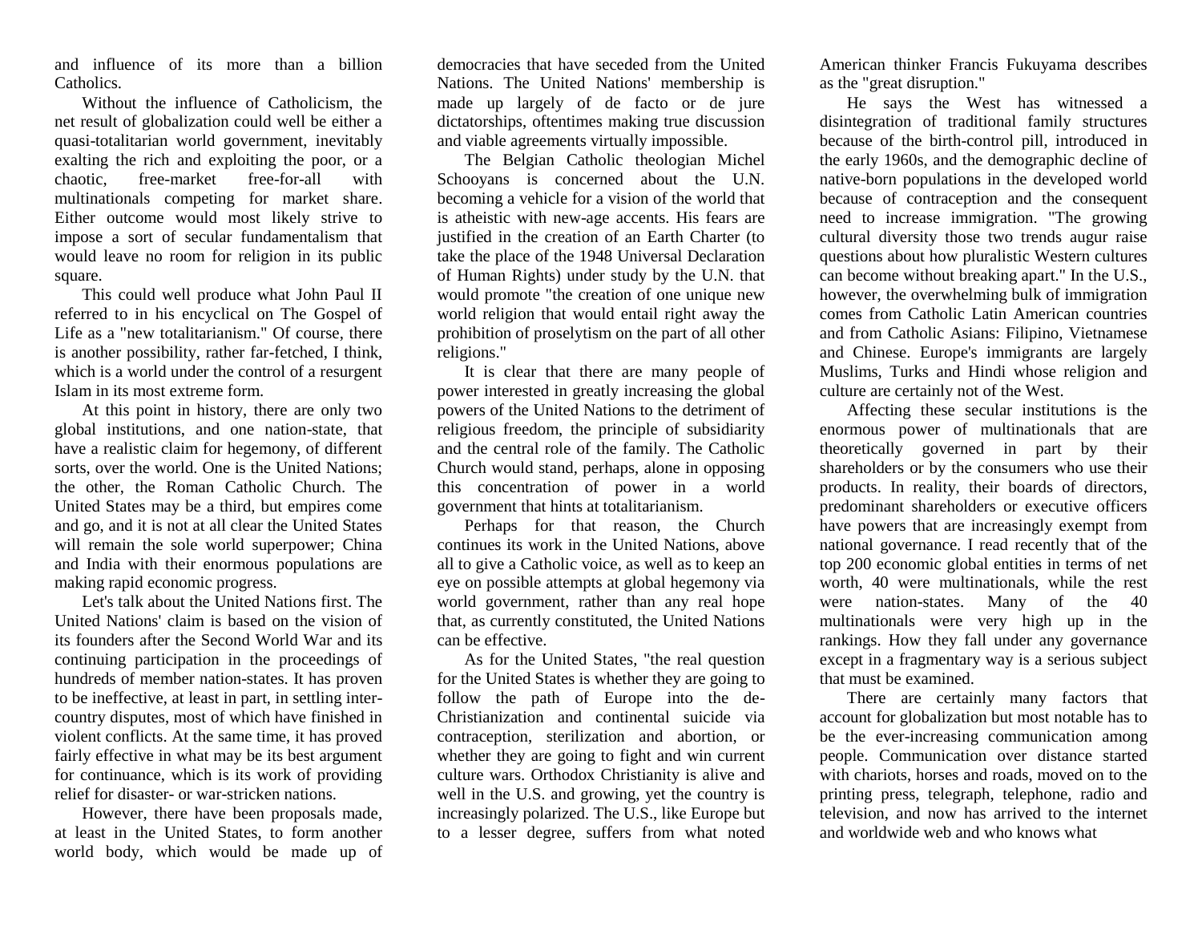and influence of its more than a billion Catholics.

Without the influence of Catholicism, the net result of globalization could well be either a quasi-totalitarian world government, inevitably exalting the rich and exploiting the poor, or a chaotic, free-market free-for-all with multinationals competing for market share. Either outcome would most likely strive to impose a sort of secular fundamentalism that would leave no room for religion in its public square.

This could well produce what John Paul II referred to in his encyclical on The Gospel of Life as a "new totalitarianism." Of course, there is another possibility, rather far-fetched, I think, which is a world under the control of a resurgent Islam in its most extreme form.

At this point in history, there are only two global institutions, and one nation-state, that have a realistic claim for hegemony, of different sorts, over the world. One is the United Nations; the other, the Roman Catholic Church. The United States may be a third, but empires come and go, and it is not at all clear the United States will remain the sole world superpower; China and India with their enormous populations are making rapid economic progress.

Let's talk about the United Nations first. The United Nations' claim is based on the vision of its founders after the Second World War and its continuing participation in the proceedings of hundreds of member nation-states. It has proven to be ineffective, at least in part, in settling inter-country disputes, most of which have finished in violent conflicts. At the same time, it has proved fairly effective in what may be its best argument for continuance, which is its work of providing relief for disaster- or war-stricken nations.

However, there have been proposals made, at least in the United States, to form another world body, which would be made up of democracies that have seceded from the United Nations. The United Nations' membership is made up largely of de facto or de jure dictatorships, oftentimes making true discussion and viable agreements virtually impossible.

The Belgian Catholic theologian Michel Schooyans is concerned about the U.N. becoming a vehicle for a vision of the world that is atheistic with new-age accents. His fears are justified in the creation of an Earth Charter (to take the place of the 1948 Universal Declaration of Human Rights) under study by the U.N. that would promote "the creation of one unique new world religion that would entail right away the prohibition of proselytism on the part of all other religions."

It is clear that there are many people of power interested in greatly increasing the global powers of the United Nations to the detriment of religious freedom, the principle of subsidiarity and the central role of the family. The Catholic Church would stand, perhaps, alone in opposing this concentration of power in a world government that hints at totalitarianism.

Perhaps for that reason, the Church continues its work in the United Nations, above all to give a Catholic voice, as well as to keep an eye on possible attempts at global hegemony via world government, rather than any real hope that, as currently constituted, the United Nations can be effective.

As for the United States, "the real question for the United States is whether they are going to follow the path of Europe into the de-Christianization and continental suicide via contraception, sterilization and abortion, or whether they are going to fight and win current culture wars. Orthodox Christianity is alive and well in the U.S. and growing, yet the country is increasingly polarized. The U.S., like Europe but to a lesser degree, suffers from what noted American thinker Francis Fukuyama describes as the "great disruption."

He says the West has witnessed a disintegration of traditional family structures because of the birth-control pill, introduced in the early 1960s, and the demographic decline of native-born populations in the developed world because of contraception and the consequent need to increase immigration. "The growing cultural diversity those two trends augur raise questions about how pluralistic Western cultures can become without breaking apart." In the U.S., however, the overwhelming bulk of immigration comes from Catholic Latin American countries and from Catholic Asians: Filipino, Vietnamese and Chinese. Europe's immigrants are largely Muslims, Turks and Hindi whose religion and culture are certainly not of the West.

Affecting these secular institutions is the enormous power of multinationals that are theoretically governed in part by their shareholders or by the consumers who use their products. In reality, their boards of directors, predominant shareholders or executive officers have powers that are increasingly exempt from national governance. I read recently that of the top 200 economic global entities in terms of net worth, 40 were multinationals, while the rest were nation-states. Many of the 40 multinationals were very high up in the rankings. How they fall under any governance except in a fragmentary way is a serious subject that must be examined.

There are certainly many factors that account for globalization but most notable has to be the ever-increasing communication among people. Communication over distance started with chariots, horses and roads, moved on to the printing press, telegraph, telephone, radio and television, and now has arrived to the internet and worldwide web and who knows what